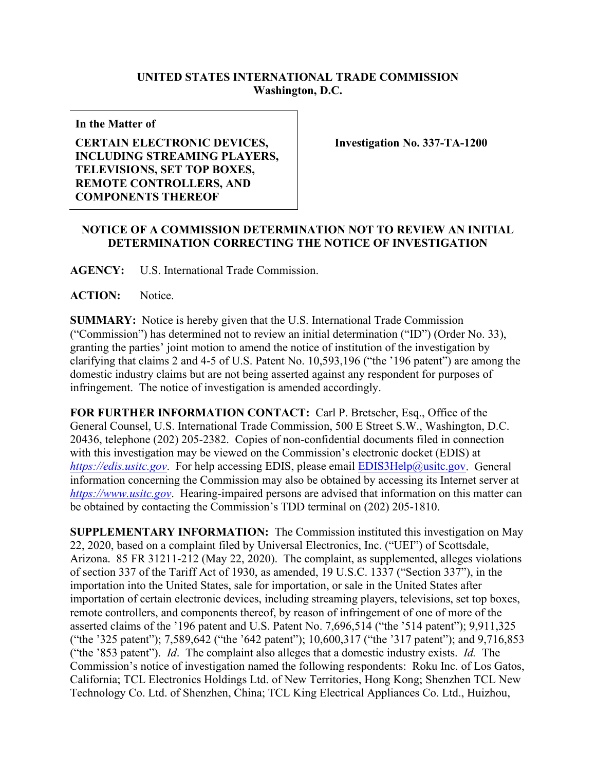**UNITED STATES INTERNATIONAL TRADE COMMISSION**
**Washington, D.C.**

| **In the Matter of**<br><br>**CERTAIN ELECTRONIC DEVICES, INCLUDING STREAMING PLAYERS, TELEVISIONS, SET TOP BOXES, REMOTE CONTROLLERS, AND COMPONENTS THEREOF** | **Investigation No. 337-TA-1200** |
|---|---|

**NOTICE OF A COMMISSION DETERMINATION NOT TO REVIEW AN INITIAL DETERMINATION CORRECTING THE NOTICE OF INVESTIGATION**

**AGENCY:** U.S. International Trade Commission.

**ACTION:** Notice.

**SUMMARY:** Notice is hereby given that the U.S. International Trade Commission ("Commission") has determined not to review an initial determination ("ID") (Order No. 33), granting the parties' joint motion to amend the notice of institution of the investigation by clarifying that claims 2 and 4-5 of U.S. Patent No. 10,593,196 ("the '196 patent") are among the domestic industry claims but are not being asserted against any respondent for purposes of infringement. The notice of investigation is amended accordingly.

**FOR FURTHER INFORMATION CONTACT:** Carl P. Bretscher, Esq., Office of the General Counsel, U.S. International Trade Commission, 500 E Street S.W., Washington, D.C. 20436, telephone (202) 205-2382. Copies of non-confidential documents filed in connection with this investigation may be viewed on the Commission's electronic docket (EDIS) at *https://edis.usitc.gov*. For help accessing EDIS, please email EDIS3Help@usitc.gov. General information concerning the Commission may also be obtained by accessing its Internet server at *https://www.usitc.gov*. Hearing-impaired persons are advised that information on this matter can be obtained by contacting the Commission's TDD terminal on (202) 205-1810.

**SUPPLEMENTARY INFORMATION:** The Commission instituted this investigation on May 22, 2020, based on a complaint filed by Universal Electronics, Inc. ("UEI") of Scottsdale, Arizona. 85 FR 31211-212 (May 22, 2020). The complaint, as supplemented, alleges violations of section 337 of the Tariff Act of 1930, as amended, 19 U.S.C. 1337 ("Section 337"), in the importation into the United States, sale for importation, or sale in the United States after importation of certain electronic devices, including streaming players, televisions, set top boxes, remote controllers, and components thereof, by reason of infringement of one of more of the asserted claims of the '196 patent and U.S. Patent No. 7,696,514 ("the '514 patent"); 9,911,325 ("the '325 patent"); 7,589,642 ("the '642 patent"); 10,600,317 ("the '317 patent"); and 9,716,853 ("the '853 patent"). *Id*. The complaint also alleges that a domestic industry exists. *Id.* The Commission's notice of investigation named the following respondents: Roku Inc. of Los Gatos, California; TCL Electronics Holdings Ltd. of New Territories, Hong Kong; Shenzhen TCL New Technology Co. Ltd. of Shenzhen, China; TCL King Electrical Appliances Co. Ltd., Huizhou,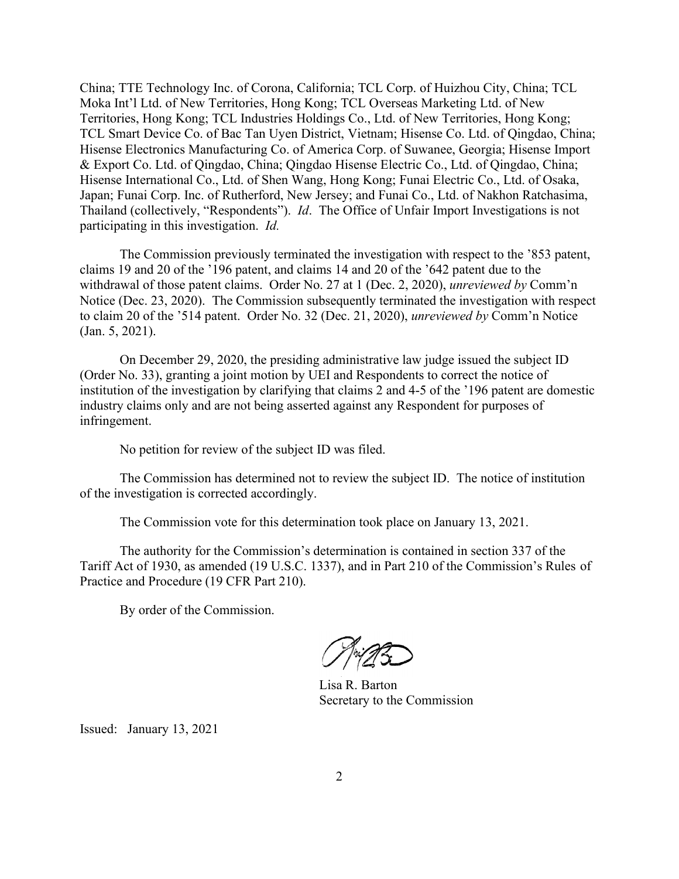China; TTE Technology Inc. of Corona, California; TCL Corp. of Huizhou City, China; TCL Moka Int'l Ltd. of New Territories, Hong Kong; TCL Overseas Marketing Ltd. of New Territories, Hong Kong; TCL Industries Holdings Co., Ltd. of New Territories, Hong Kong; TCL Smart Device Co. of Bac Tan Uyen District, Vietnam; Hisense Co. Ltd. of Qingdao, China; Hisense Electronics Manufacturing Co. of America Corp. of Suwanee, Georgia; Hisense Import & Export Co. Ltd. of Qingdao, China; Qingdao Hisense Electric Co., Ltd. of Qingdao, China; Hisense International Co., Ltd. of Shen Wang, Hong Kong; Funai Electric Co., Ltd. of Osaka, Japan; Funai Corp. Inc. of Rutherford, New Jersey; and Funai Co., Ltd. of Nakhon Ratchasima, Thailand (collectively, "Respondents"). *Id*. The Office of Unfair Import Investigations is not participating in this investigation. *Id.*

The Commission previously terminated the investigation with respect to the '853 patent, claims 19 and 20 of the '196 patent, and claims 14 and 20 of the '642 patent due to the withdrawal of those patent claims. Order No. 27 at 1 (Dec. 2, 2020), *unreviewed by* Comm'n Notice (Dec. 23, 2020). The Commission subsequently terminated the investigation with respect to claim 20 of the '514 patent. Order No. 32 (Dec. 21, 2020), *unreviewed by* Comm'n Notice (Jan. 5, 2021).

On December 29, 2020, the presiding administrative law judge issued the subject ID (Order No. 33), granting a joint motion by UEI and Respondents to correct the notice of institution of the investigation by clarifying that claims 2 and 4-5 of the '196 patent are domestic industry claims only and are not being asserted against any Respondent for purposes of infringement.

No petition for review of the subject ID was filed.

The Commission has determined not to review the subject ID. The notice of institution of the investigation is corrected accordingly.

The Commission vote for this determination took place on January 13, 2021.

The authority for the Commission's determination is contained in section 337 of the Tariff Act of 1930, as amended (19 U.S.C. 1337), and in Part 210 of the Commission's Rules of Practice and Procedure (19 CFR Part 210).

By order of the Commission.

Lisa R. Barton
Secretary to the Commission

Issued: January 13, 2021